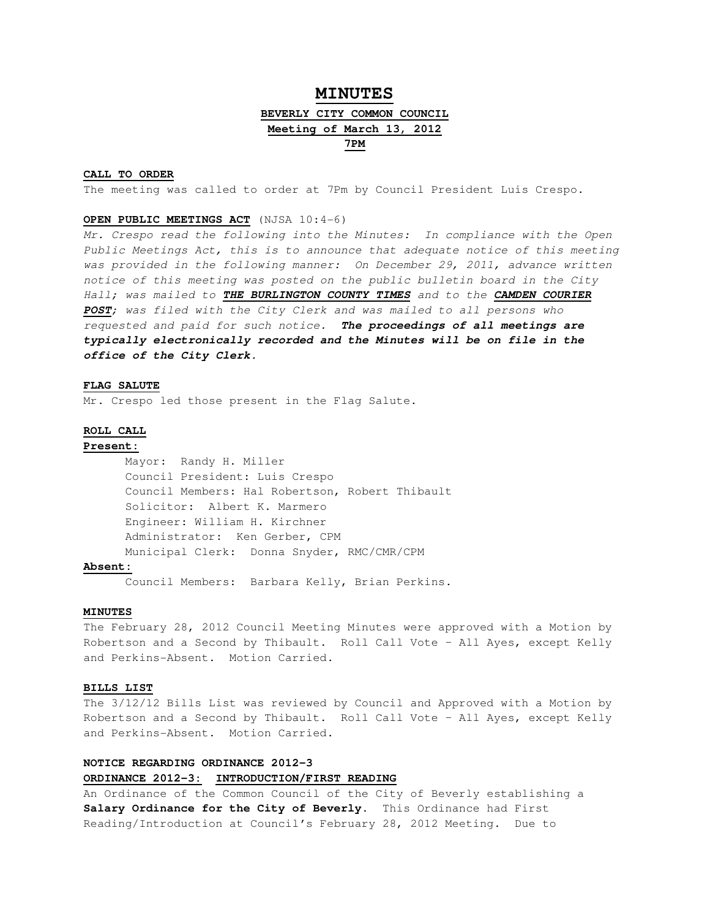# MINUTES

## BEVERLY CITY COMMON COUNCIL

## Meeting of March 13, 2012

## 7PM

### CALL TO ORDER

The meeting was called to order at 7Pm by Council President Luis Crespo.

### OPEN PUBLIC MEETINGS ACT (NJSA 10:4-6)

*Mr. Crespo read the following into the Minutes: In compliance with the Open Public Meetings Act, this is to announce that adequate notice of this meeting was provided in the following manner: On December 29, 2011, advance written notice of this meeting was posted on the public bulletin board in the City Hall; was mailed to* ***THE BURLINGTON COUNTY TIMES*** *and to the* ***CAMDEN COURIER POST****; was filed with the City Clerk and was mailed to all persons who requested and paid for such notice.* ***The proceedings of all meetings are typically electronically recorded and the Minutes will be on file in the office of the City Clerk.***

### FLAG SALUTE

Mr. Crespo led those present in the Flag Salute.

### ROLL CALL

**Present:**

Mayor: Randy H. Miller
Council President: Luis Crespo
Council Members: Hal Robertson, Robert Thibault
Solicitor: Albert K. Marmero
Engineer: William H. Kirchner
Administrator: Ken Gerber, CPM
Municipal Clerk: Donna Snyder, RMC/CMR/CPM

**Absent:**

Council Members: Barbara Kelly, Brian Perkins.

### MINUTES

The February 28, 2012 Council Meeting Minutes were approved with a Motion by Robertson and a Second by Thibault. Roll Call Vote – All Ayes, except Kelly and Perkins-Absent. Motion Carried.

### BILLS LIST

The 3/12/12 Bills List was reviewed by Council and Approved with a Motion by Robertson and a Second by Thibault. Roll Call Vote – All Ayes, except Kelly and Perkins-Absent. Motion Carried.

### NOTICE REGARDING ORDINANCE 2012-3

### ORDINANCE 2012-3: INTRODUCTION/FIRST READING

An Ordinance of the Common Council of the City of Beverly establishing a **Salary Ordinance for the City of Beverly**. This Ordinance had First Reading/Introduction at Council's February 28, 2012 Meeting. Due to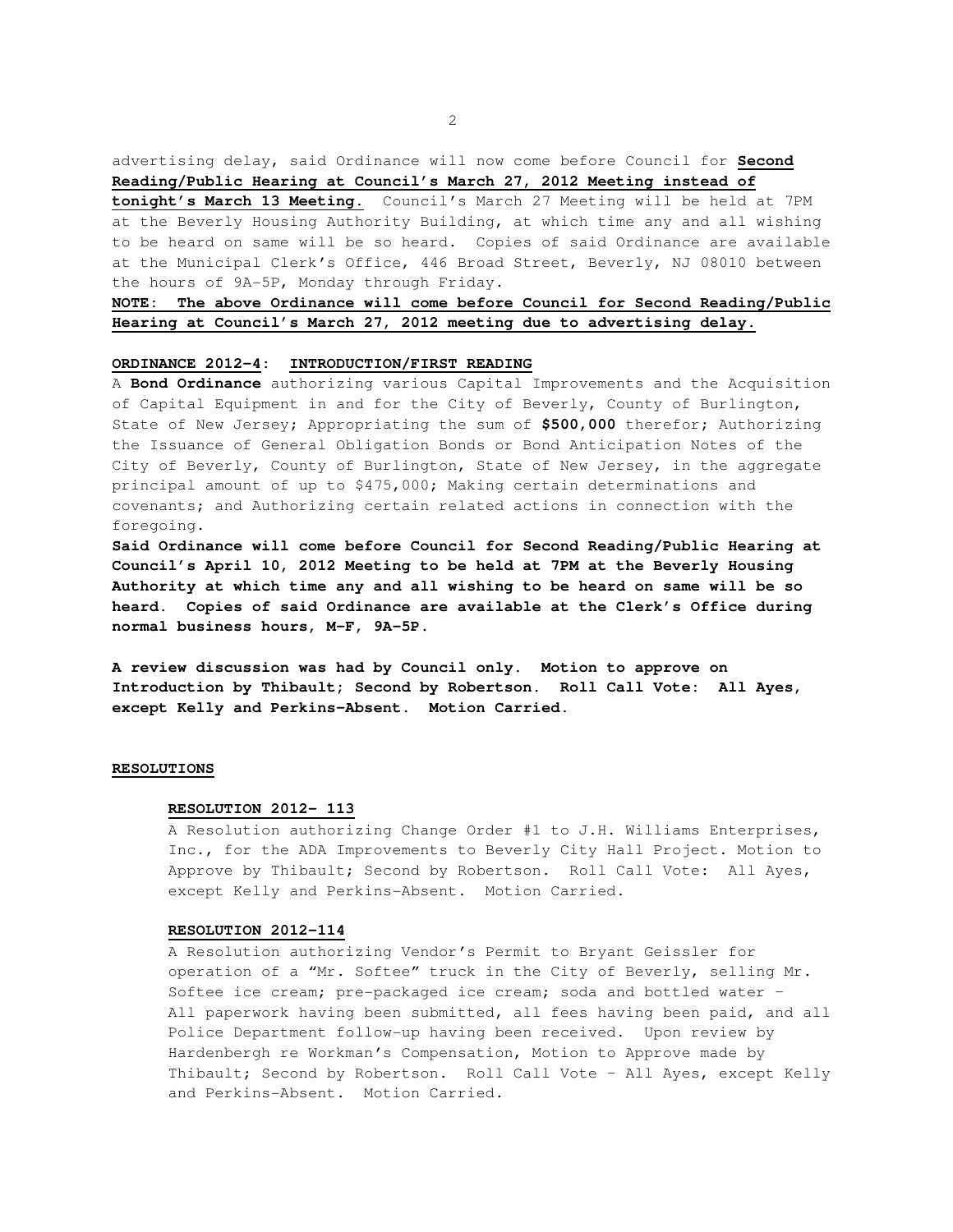advertising delay, said Ordinance will now come before Council for **<u>Second Reading/Public Hearing at Council's March 27, 2012 Meeting instead of tonight's March 13 Meeting.</u>** Council's March 27 Meeting will be held at 7PM at the Beverly Housing Authority Building, at which time any and all wishing to be heard on same will be so heard. Copies of said Ordinance are available at the Municipal Clerk's Office, 446 Broad Street, Beverly, NJ 08010 between the hours of 9A-5P, Monday through Friday.

**<u>NOTE: The above Ordinance will come before Council for Second Reading/Public Hearing at Council's March 27, 2012 meeting due to advertising delay.</u>**

**<u>ORDINANCE 2012-4: INTRODUCTION/FIRST READING</u>**

A **Bond Ordinance** authorizing various Capital Improvements and the Acquisition of Capital Equipment in and for the City of Beverly, County of Burlington, State of New Jersey; Appropriating the sum of **$500,000** therefor; Authorizing the Issuance of General Obligation Bonds or Bond Anticipation Notes of the City of Beverly, County of Burlington, State of New Jersey, in the aggregate principal amount of up to $475,000; Making certain determinations and covenants; and Authorizing certain related actions in connection with the foregoing.

**Said Ordinance will come before Council for Second Reading/Public Hearing at Council's April 10, 2012 Meeting to be held at 7PM at the Beverly Housing Authority at which time any and all wishing to be heard on same will be so heard. Copies of said Ordinance are available at the Clerk's Office during normal business hours, M-F, 9A-5P.**

**A review discussion was had by Council only. Motion to approve on Introduction by Thibault; Second by Robertson. Roll Call Vote: All Ayes, except Kelly and Perkins-Absent. Motion Carried.**

**<u>RESOLUTIONS</u>**

**<u>RESOLUTION 2012- 113</u>**

A Resolution authorizing Change Order #1 to J.H. Williams Enterprises, Inc., for the ADA Improvements to Beverly City Hall Project. Motion to Approve by Thibault; Second by Robertson. Roll Call Vote: All Ayes, except Kelly and Perkins-Absent. Motion Carried.

**<u>RESOLUTION 2012-114</u>**

A Resolution authorizing Vendor's Permit to Bryant Geissler for operation of a "Mr. Softee" truck in the City of Beverly, selling Mr. Softee ice cream; pre-packaged ice cream; soda and bottled water – All paperwork having been submitted, all fees having been paid, and all Police Department follow-up having been received. Upon review by Hardenbergh re Workman's Compensation, Motion to Approve made by Thibault; Second by Robertson. Roll Call Vote – All Ayes, except Kelly and Perkins-Absent. Motion Carried.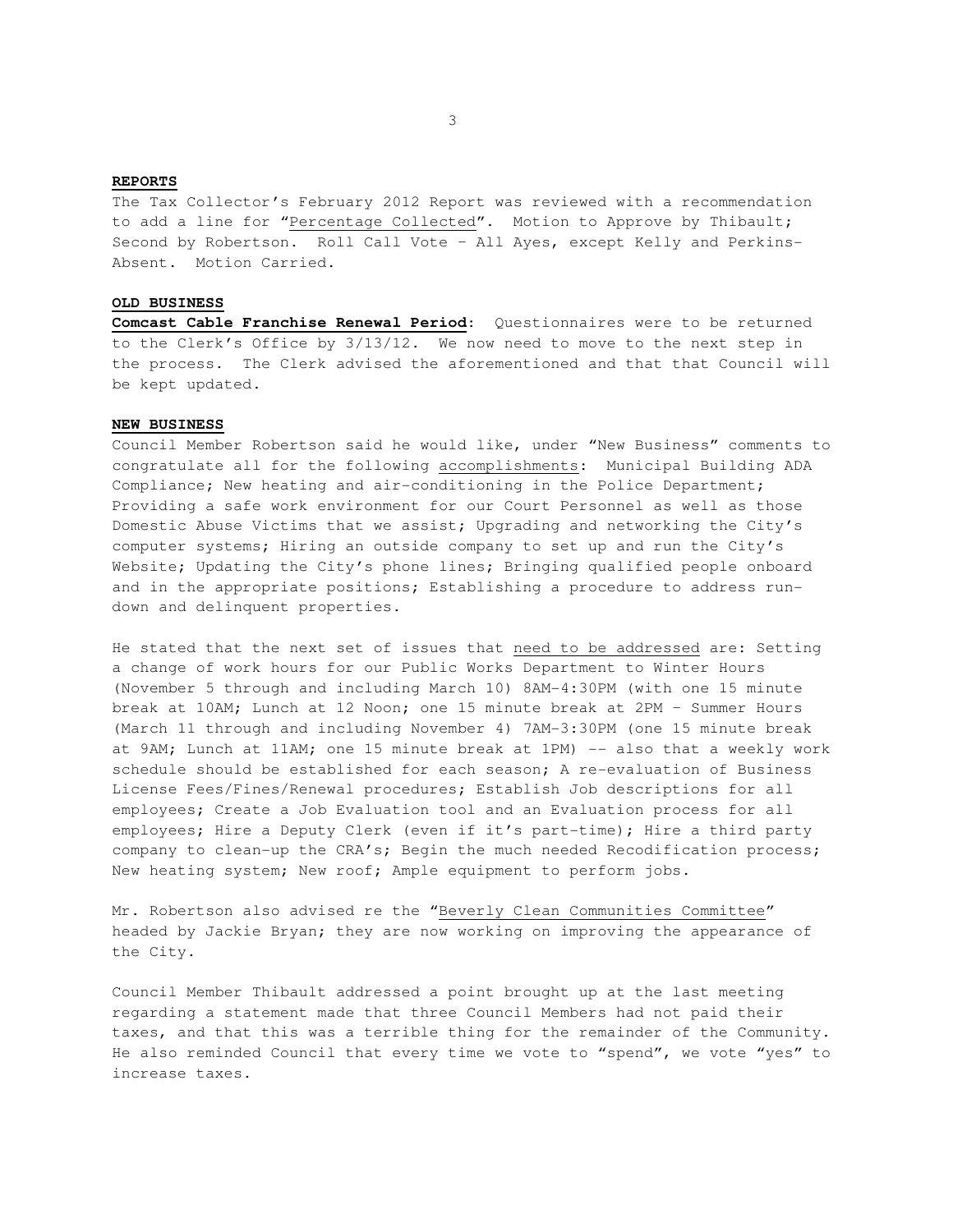**REPORTS**

The Tax Collector's February 2012 Report was reviewed with a recommendation to add a line for "Percentage Collected". Motion to Approve by Thibault; Second by Robertson. Roll Call Vote – All Ayes, except Kelly and Perkins-Absent. Motion Carried.

**OLD BUSINESS**

**Comcast Cable Franchise Renewal Period**: Questionnaires were to be returned to the Clerk's Office by 3/13/12. We now need to move to the next step in the process. The Clerk advised the aforementioned and that that Council will be kept updated.

**NEW BUSINESS**

Council Member Robertson said he would like, under "New Business" comments to congratulate all for the following accomplishments: Municipal Building ADA Compliance; New heating and air-conditioning in the Police Department; Providing a safe work environment for our Court Personnel as well as those Domestic Abuse Victims that we assist; Upgrading and networking the City's computer systems; Hiring an outside company to set up and run the City's Website; Updating the City's phone lines; Bringing qualified people onboard and in the appropriate positions; Establishing a procedure to address run-down and delinquent properties.

He stated that the next set of issues that need to be addressed are: Setting a change of work hours for our Public Works Department to Winter Hours (November 5 through and including March 10) 8AM-4:30PM (with one 15 minute break at 10AM; Lunch at 12 Noon; one 15 minute break at 2PM – Summer Hours (March 11 through and including November 4) 7AM-3:30PM (one 15 minute break at 9AM; Lunch at 11AM; one 15 minute break at 1PM) -- also that a weekly work schedule should be established for each season; A re-evaluation of Business License Fees/Fines/Renewal procedures; Establish Job descriptions for all employees; Create a Job Evaluation tool and an Evaluation process for all employees; Hire a Deputy Clerk (even if it's part-time); Hire a third party company to clean-up the CRA's; Begin the much needed Recodification process; New heating system; New roof; Ample equipment to perform jobs.

Mr. Robertson also advised re the "Beverly Clean Communities Committee" headed by Jackie Bryan; they are now working on improving the appearance of the City.

Council Member Thibault addressed a point brought up at the last meeting regarding a statement made that three Council Members had not paid their taxes, and that this was a terrible thing for the remainder of the Community. He also reminded Council that every time we vote to "spend", we vote "yes" to increase taxes.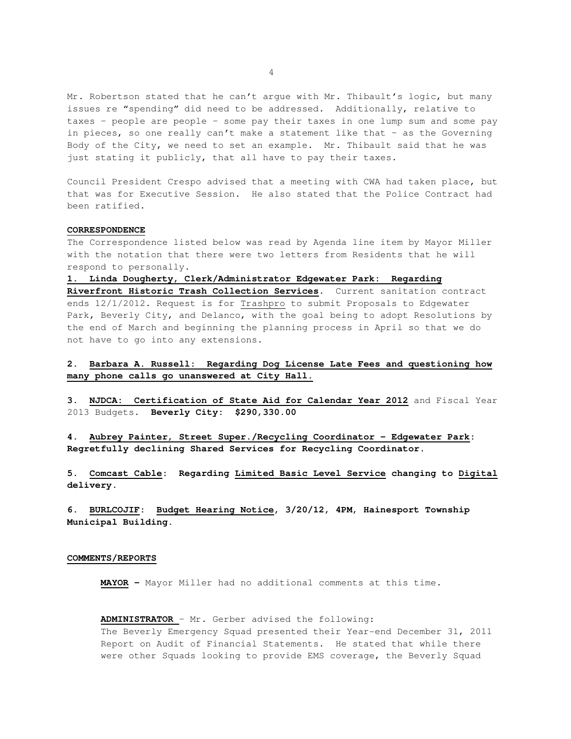Mr. Robertson stated that he can't argue with Mr. Thibault's logic, but many issues re "spending" did need to be addressed. Additionally, relative to taxes – people are people – some pay their taxes in one lump sum and some pay in pieces, so one really can't make a statement like that – as the Governing Body of the City, we need to set an example. Mr. Thibault said that he was just stating it publicly, that all have to pay their taxes.

Council President Crespo advised that a meeting with CWA had taken place, but that was for Executive Session. He also stated that the Police Contract had been ratified.

**CORRESPONDENCE**

The Correspondence listed below was read by Agenda line item by Mayor Miller with the notation that there were two letters from Residents that he will respond to personally.

**1. Linda Dougherty, Clerk/Administrator Edgewater Park: Regarding Riverfront Historic Trash Collection Services.** Current sanitation contract ends 12/1/2012. Request is for Trashpro to submit Proposals to Edgewater Park, Beverly City, and Delanco, with the goal being to adopt Resolutions by the end of March and beginning the planning process in April so that we do not have to go into any extensions.

**2. Barbara A. Russell: Regarding Dog License Late Fees and questioning how many phone calls go unanswered at City Hall.**

**3. NJDCA: Certification of State Aid for Calendar Year 2012** and Fiscal Year 2013 Budgets. **Beverly City: $290,330.00**

**4. Aubrey Painter, Street Super./Recycling Coordinator – Edgewater Park: Regretfully declining Shared Services for Recycling Coordinator.**

**5. Comcast Cable: Regarding Limited Basic Level Service changing to Digital delivery.**

**6. BURLCOJIF: Budget Hearing Notice, 3/20/12, 4PM, Hainesport Township Municipal Building.**

**COMMENTS/REPORTS**

**MAYOR –** Mayor Miller had no additional comments at this time.

**ADMINISTRATOR** – Mr. Gerber advised the following:
The Beverly Emergency Squad presented their Year-end December 31, 2011 Report on Audit of Financial Statements. He stated that while there were other Squads looking to provide EMS coverage, the Beverly Squad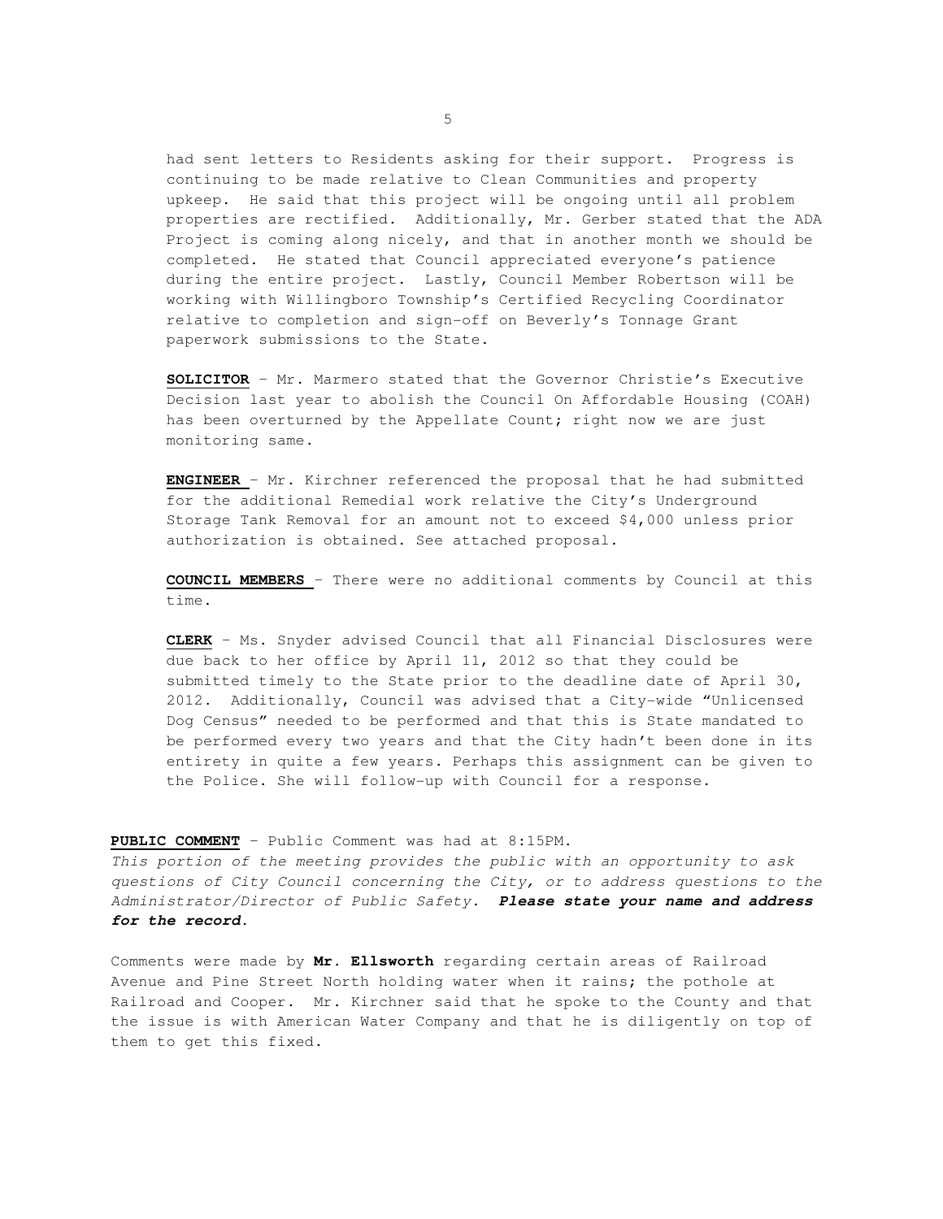had sent letters to Residents asking for their support. Progress is continuing to be made relative to Clean Communities and property upkeep. He said that this project will be ongoing until all problem properties are rectified. Additionally, Mr. Gerber stated that the ADA Project is coming along nicely, and that in another month we should be completed. He stated that Council appreciated everyone's patience during the entire project. Lastly, Council Member Robertson will be working with Willingboro Township's Certified Recycling Coordinator relative to completion and sign-off on Beverly's Tonnage Grant paperwork submissions to the State.

**SOLICITOR** – Mr. Marmero stated that the Governor Christie's Executive Decision last year to abolish the Council On Affordable Housing (COAH) has been overturned by the Appellate Count; right now we are just monitoring same.

**ENGINEER** – Mr. Kirchner referenced the proposal that he had submitted for the additional Remedial work relative the City's Underground Storage Tank Removal for an amount not to exceed $4,000 unless prior authorization is obtained. See attached proposal.

**COUNCIL MEMBERS** – There were no additional comments by Council at this time.

**CLERK** – Ms. Snyder advised Council that all Financial Disclosures were due back to her office by April 11, 2012 so that they could be submitted timely to the State prior to the deadline date of April 30, 2012. Additionally, Council was advised that a City-wide "Unlicensed Dog Census" needed to be performed and that this is State mandated to be performed every two years and that the City hadn't been done in its entirety in quite a few years. Perhaps this assignment can be given to the Police. She will follow-up with Council for a response.

**PUBLIC COMMENT** – Public Comment was had at 8:15PM.

*This portion of the meeting provides the public with an opportunity to ask questions of City Council concerning the City, or to address questions to the Administrator/Director of Public Safety.* ***Please state your name and address for the record.***

Comments were made by **Mr. Ellsworth** regarding certain areas of Railroad Avenue and Pine Street North holding water when it rains; the pothole at Railroad and Cooper. Mr. Kirchner said that he spoke to the County and that the issue is with American Water Company and that he is diligently on top of them to get this fixed.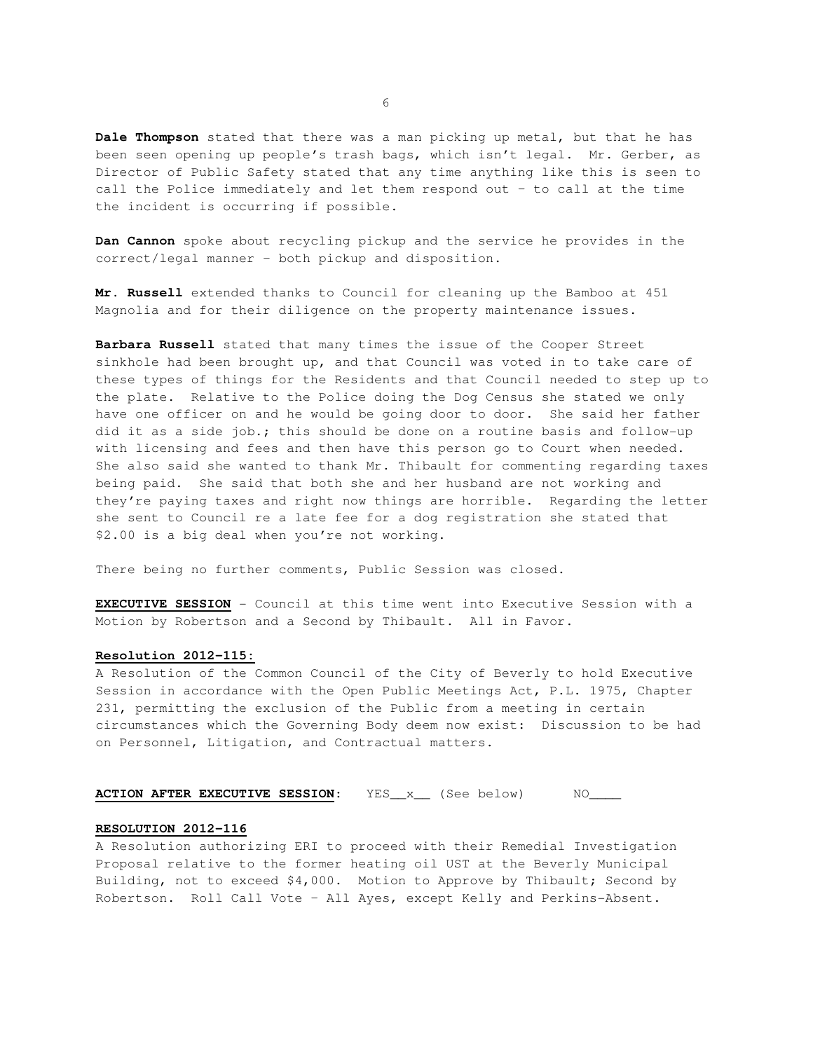**Dale Thompson** stated that there was a man picking up metal, but that he has been seen opening up people's trash bags, which isn't legal. Mr. Gerber, as Director of Public Safety stated that any time anything like this is seen to call the Police immediately and let them respond out – to call at the time the incident is occurring if possible.

**Dan Cannon** spoke about recycling pickup and the service he provides in the correct/legal manner – both pickup and disposition.

**Mr. Russell** extended thanks to Council for cleaning up the Bamboo at 451 Magnolia and for their diligence on the property maintenance issues.

**Barbara Russell** stated that many times the issue of the Cooper Street sinkhole had been brought up, and that Council was voted in to take care of these types of things for the Residents and that Council needed to step up to the plate. Relative to the Police doing the Dog Census she stated we only have one officer on and he would be going door to door. She said her father did it as a side job.; this should be done on a routine basis and follow-up with licensing and fees and then have this person go to Court when needed. She also said she wanted to thank Mr. Thibault for commenting regarding taxes being paid. She said that both she and her husband are not working and they're paying taxes and right now things are horrible. Regarding the letter she sent to Council re a late fee for a dog registration she stated that $2.00 is a big deal when you're not working.

There being no further comments, Public Session was closed.

**EXECUTIVE SESSION** – Council at this time went into Executive Session with a Motion by Robertson and a Second by Thibault. All in Favor.

**Resolution 2012-115:**

A Resolution of the Common Council of the City of Beverly to hold Executive Session in accordance with the Open Public Meetings Act, P.L. 1975, Chapter 231, permitting the exclusion of the Public from a meeting in certain circumstances which the Governing Body deem now exist: Discussion to be had on Personnel, Litigation, and Contractual matters.

**ACTION AFTER EXECUTIVE SESSION**: YES__x__ (See below) NO____

**RESOLUTION 2012-116**

A Resolution authorizing ERI to proceed with their Remedial Investigation Proposal relative to the former heating oil UST at the Beverly Municipal Building, not to exceed $4,000. Motion to Approve by Thibault; Second by Robertson. Roll Call Vote – All Ayes, except Kelly and Perkins-Absent.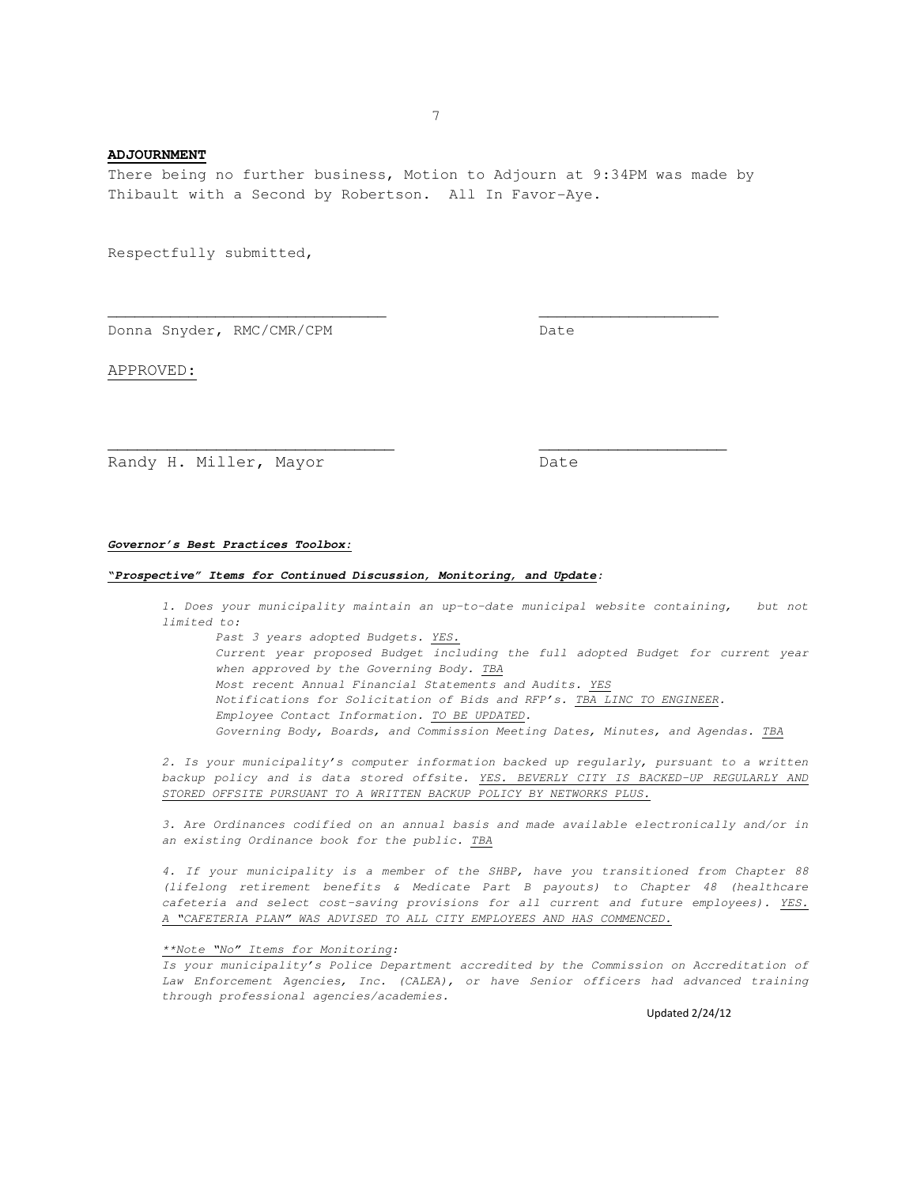## ADJOURNMENT

There being no further business, Motion to Adjourn at 9:34PM was made by Thibault with a Second by Robertson. All In Favor-Aye.

Respectfully submitted,

\_\_\_\_\_\_\_\_\_\_\_\_\_\_\_\_\_\_\_\_\_\_\_\_\_\_\_\_\_\_ \_\_\_\_\_\_\_\_\_\_\_\_\_\_\_\_\_\_\_\_

Donna Snyder, RMC/CMR/CPM Date

APPROVED:

\_\_\_\_\_\_\_\_\_\_\_\_\_\_\_\_\_\_\_\_\_\_\_\_\_\_\_\_\_\_ \_\_\_\_\_\_\_\_\_\_\_\_\_\_\_\_\_\_\_\_

Randy H. Miller, Mayor Date

***Governor's Best Practices Toolbox:***

***"Prospective" Items for Continued Discussion, Monitoring, and Update:***

*1. Does your municipality maintain an up-to-date municipal website containing, but not limited to:*

*Past 3 years adopted Budgets. YES.*

*Current year proposed Budget including the full adopted Budget for current year when approved by the Governing Body. TBA*

*Most recent Annual Financial Statements and Audits. YES*

*Notifications for Solicitation of Bids and RFP's. TBA LINC TO ENGINEER.*

*Employee Contact Information. TO BE UPDATED.*

*Governing Body, Boards, and Commission Meeting Dates, Minutes, and Agendas. TBA*

*2. Is your municipality's computer information backed up regularly, pursuant to a written backup policy and is data stored offsite. YES. BEVERLY CITY IS BACKED-UP REGULARLY AND STORED OFFSITE PURSUANT TO A WRITTEN BACKUP POLICY BY NETWORKS PLUS.*

*3. Are Ordinances codified on an annual basis and made available electronically and/or in an existing Ordinance book for the public. TBA*

*4. If your municipality is a member of the SHBP, have you transitioned from Chapter 88 (lifelong retirement benefits & Medicate Part B payouts) to Chapter 48 (healthcare cafeteria and select cost-saving provisions for all current and future employees). YES. A "CAFETERIA PLAN" WAS ADVISED TO ALL CITY EMPLOYEES AND HAS COMMENCED.*

*\*\*Note "No" Items for Monitoring:*

*Is your municipality's Police Department accredited by the Commission on Accreditation of Law Enforcement Agencies, Inc. (CALEA), or have Senior officers had advanced training through professional agencies/academies.*

Updated 2/24/12